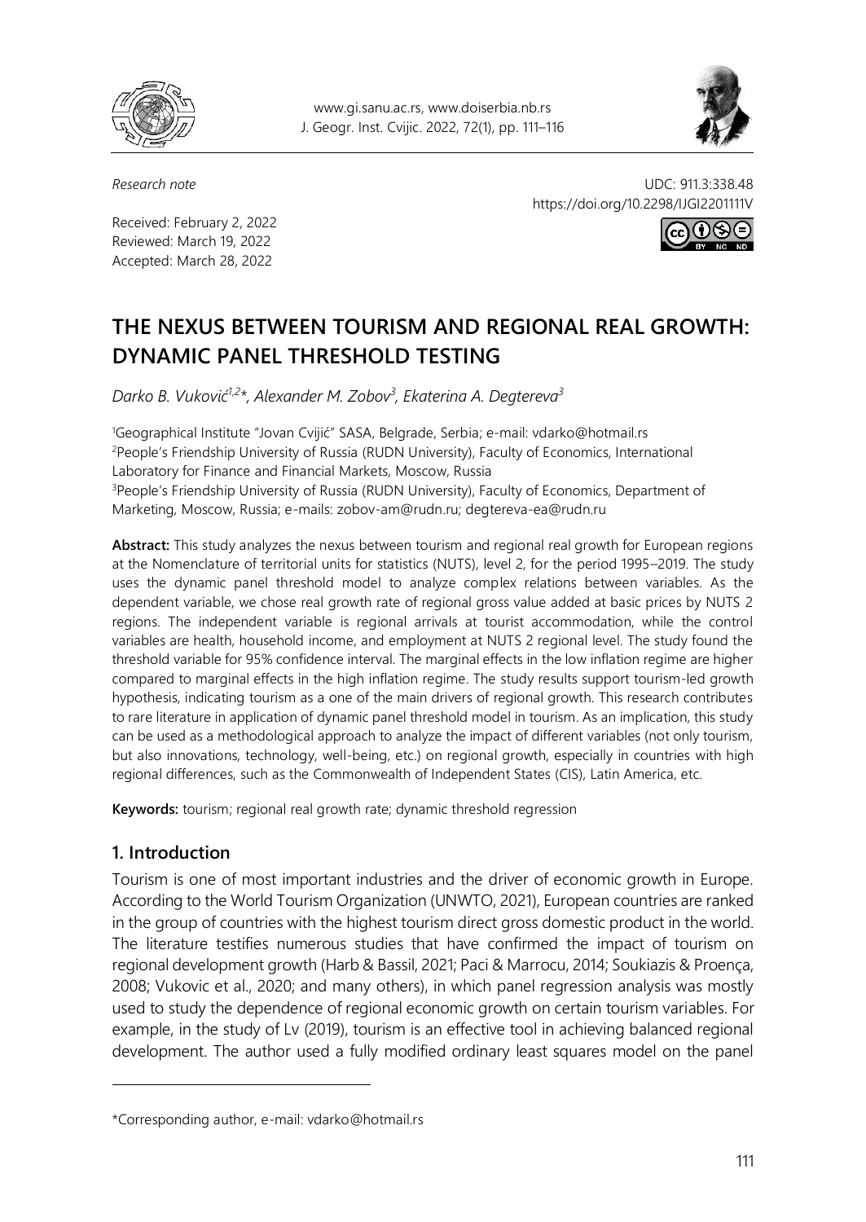*Research note*

UDC: 911.3:338.48
https://doi.org/10.2298/IJGI2201111V

Received: February 2, 2022
Reviewed: March 19, 2022
Accepted: March 28, 2022

# THE NEXUS BETWEEN TOURISM AND REGIONAL REAL GROWTH: DYNAMIC PANEL THRESHOLD TESTING

*Darko B. Vuković[1,2]\*, Alexander M. Zobov[3], Ekaterina A. Degtereva[3]*

[1]Geographical Institute "Jovan Cvijić" SASA, Belgrade, Serbia; e-mail: vdarko@hotmail.rs
[2]People's Friendship University of Russia (RUDN University), Faculty of Economics, International Laboratory for Finance and Financial Markets, Moscow, Russia
[3]People's Friendship University of Russia (RUDN University), Faculty of Economics, Department of Marketing, Moscow, Russia; e-mails: zobov-am@rudn.ru; degtereva-ea@rudn.ru

**Abstract:** This study analyzes the nexus between tourism and regional real growth for European regions at the Nomenclature of territorial units for statistics (NUTS), level 2, for the period 1995–2019. The study uses the dynamic panel threshold model to analyze complex relations between variables. As the dependent variable, we chose real growth rate of regional gross value added at basic prices by NUTS 2 regions. The independent variable is regional arrivals at tourist accommodation, while the control variables are health, household income, and employment at NUTS 2 regional level. The study found the threshold variable for 95% confidence interval. The marginal effects in the low inflation regime are higher compared to marginal effects in the high inflation regime. The study results support tourism-led growth hypothesis, indicating tourism as a one of the main drivers of regional growth. This research contributes to rare literature in application of dynamic panel threshold model in tourism. As an implication, this study can be used as a methodological approach to analyze the impact of different variables (not only tourism, but also innovations, technology, well-being, etc.) on regional growth, especially in countries with high regional differences, such as the Commonwealth of Independent States (CIS), Latin America, etc.

**Keywords:** tourism; regional real growth rate; dynamic threshold regression

## 1. Introduction

Tourism is one of most important industries and the driver of economic growth in Europe. According to the World Tourism Organization (UNWTO, 2021), European countries are ranked in the group of countries with the highest tourism direct gross domestic product in the world. The literature testifies numerous studies that have confirmed the impact of tourism on regional development growth (Harb & Bassil, 2021; Paci & Marrocu, 2014; Soukiazis & Proença, 2008; Vukovic et al., 2020; and many others), in which panel regression analysis was mostly used to study the dependence of regional economic growth on certain tourism variables. For example, in the study of Lv (2019), tourism is an effective tool in achieving balanced regional development. The author used a fully modified ordinary least squares model on the panel

---

\*Corresponding author, e-mail: vdarko@hotmail.rs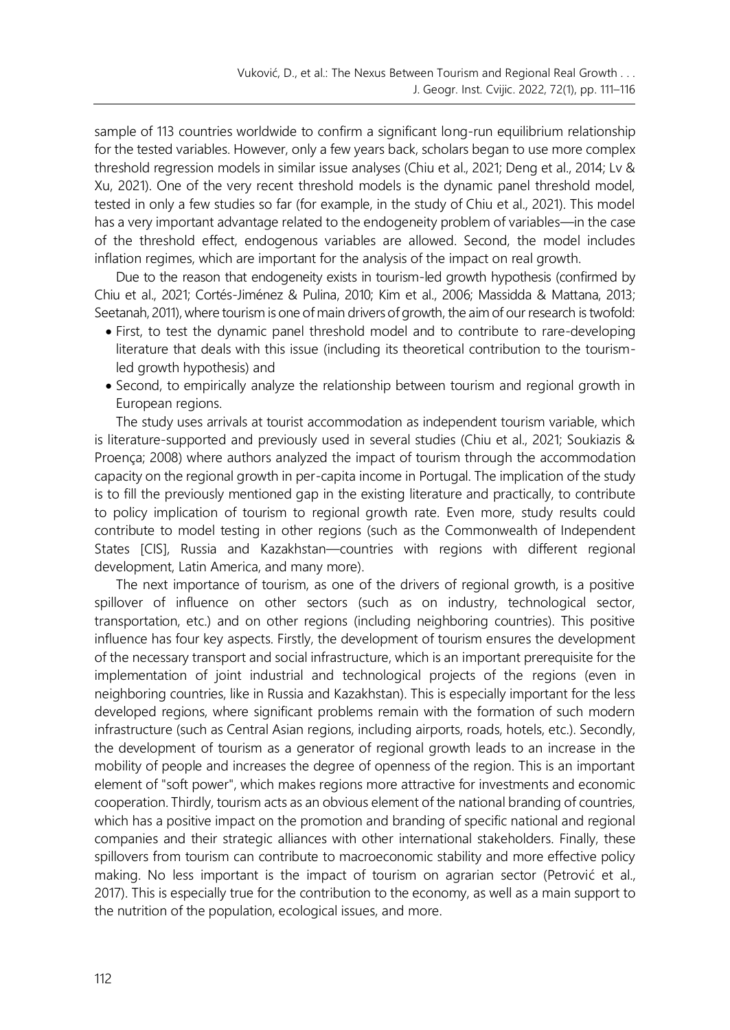sample of 113 countries worldwide to confirm a significant long-run equilibrium relationship for the tested variables. However, only a few years back, scholars began to use more complex threshold regression models in similar issue analyses (Chiu et al., 2021; Deng et al., 2014; Lv & Xu, 2021). One of the very recent threshold models is the dynamic panel threshold model, tested in only a few studies so far (for example, in the study of Chiu et al., 2021). This model has a very important advantage related to the endogeneity problem of variables—in the case of the threshold effect, endogenous variables are allowed. Second, the model includes inflation regimes, which are important for the analysis of the impact on real growth.

Due to the reason that endogeneity exists in tourism-led growth hypothesis (confirmed by Chiu et al., 2021; Cortés-Jiménez & Pulina, 2010; Kim et al., 2006; Massidda & Mattana, 2013; Seetanah, 2011), where tourism is one of main drivers of growth, the aim of our research is twofold:

- First, to test the dynamic panel threshold model and to contribute to rare-developing literature that deals with this issue (including its theoretical contribution to the tourism-led growth hypothesis) and
- Second, to empirically analyze the relationship between tourism and regional growth in European regions.

The study uses arrivals at tourist accommodation as independent tourism variable, which is literature-supported and previously used in several studies (Chiu et al., 2021; Soukiazis & Proença; 2008) where authors analyzed the impact of tourism through the accommodation capacity on the regional growth in per-capita income in Portugal. The implication of the study is to fill the previously mentioned gap in the existing literature and practically, to contribute to policy implication of tourism to regional growth rate. Even more, study results could contribute to model testing in other regions (such as the Commonwealth of Independent States [CIS], Russia and Kazakhstan—countries with regions with different regional development, Latin America, and many more).

The next importance of tourism, as one of the drivers of regional growth, is a positive spillover of influence on other sectors (such as on industry, technological sector, transportation, etc.) and on other regions (including neighboring countries). This positive influence has four key aspects. Firstly, the development of tourism ensures the development of the necessary transport and social infrastructure, which is an important prerequisite for the implementation of joint industrial and technological projects of the regions (even in neighboring countries, like in Russia and Kazakhstan). This is especially important for the less developed regions, where significant problems remain with the formation of such modern infrastructure (such as Central Asian regions, including airports, roads, hotels, etc.). Secondly, the development of tourism as a generator of regional growth leads to an increase in the mobility of people and increases the degree of openness of the region. This is an important element of "soft power", which makes regions more attractive for investments and economic cooperation. Thirdly, tourism acts as an obvious element of the national branding of countries, which has a positive impact on the promotion and branding of specific national and regional companies and their strategic alliances with other international stakeholders. Finally, these spillovers from tourism can contribute to macroeconomic stability and more effective policy making. No less important is the impact of tourism on agrarian sector (Petrović et al., 2017). This is especially true for the contribution to the economy, as well as a main support to the nutrition of the population, ecological issues, and more.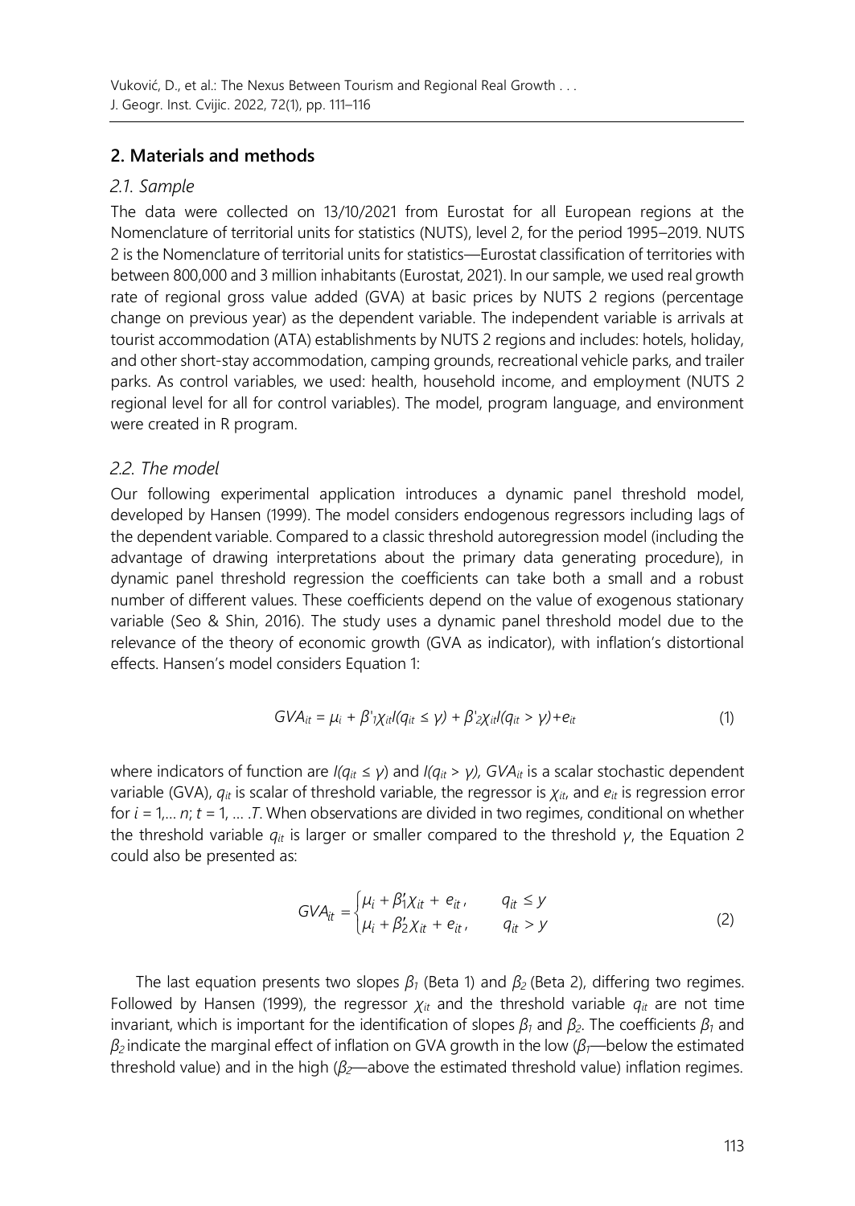## 2. Materials and methods

### *2.1. Sample*

The data were collected on 13/10/2021 from Eurostat for all European regions at the Nomenclature of territorial units for statistics (NUTS), level 2, for the period 1995–2019. NUTS 2 is the Nomenclature of territorial units for statistics—Eurostat classification of territories with between 800,000 and 3 million inhabitants (Eurostat, 2021). In our sample, we used real growth rate of regional gross value added (GVA) at basic prices by NUTS 2 regions (percentage change on previous year) as the dependent variable. The independent variable is arrivals at tourist accommodation (ATA) establishments by NUTS 2 regions and includes: hotels, holiday, and other short-stay accommodation, camping grounds, recreational vehicle parks, and trailer parks. As control variables, we used: health, household income, and employment (NUTS 2 regional level for all for control variables). The model, program language, and environment were created in R program.

### *2.2. The model*

Our following experimental application introduces a dynamic panel threshold model, developed by Hansen (1999). The model considers endogenous regressors including lags of the dependent variable. Compared to a classic threshold autoregression model (including the advantage of drawing interpretations about the primary data generating procedure), in dynamic panel threshold regression the coefficients can take both a small and a robust number of different values. These coefficients depend on the value of exogenous stationary variable (Seo & Shin, 2016). The study uses a dynamic panel threshold model due to the relevance of the theory of economic growth (GVA as indicator), with inflation's distortional effects. Hansen's model considers Equation 1:

$$GVA_{it} = \mu_i + \beta'_1\chi_{it}I(q_{it} \leq \gamma) + \beta'_2\chi_{it}I(q_{it} > \gamma) + e_{it} \tag{1}$$

where indicators of function are $I(q_{it} \leq \gamma)$ and $I(q_{it} > \gamma)$, $GVA_{it}$ is a scalar stochastic dependent variable (GVA), $q_{it}$ is scalar of threshold variable, the regressor is $\chi_{it}$, and $e_{it}$ is regression error for $i = 1,\dots n$; $t = 1, \dots .T$. When observations are divided in two regimes, conditional on whether the threshold variable $q_{it}$ is larger or smaller compared to the threshold $\gamma$, the Equation 2 could also be presented as:

$$GVA_{it} = \begin{cases} \mu_i + \beta'_1\chi_{it} + e_{it}, & q_{it} \leq y \\ \mu_i + \beta'_2\chi_{it} + e_{it}, & q_{it} > y \end{cases} \tag{2}$$

The last equation presents two slopes $\beta_1$ (Beta 1) and $\beta_2$ (Beta 2), differing two regimes. Followed by Hansen (1999), the regressor $\chi_{it}$ and the threshold variable $q_{it}$ are not time invariant, which is important for the identification of slopes $\beta_1$ and $\beta_2$. The coefficients $\beta_1$ and $\beta_2$ indicate the marginal effect of inflation on GVA growth in the low ($\beta_1$—below the estimated threshold value) and in the high ($\beta_2$—above the estimated threshold value) inflation regimes.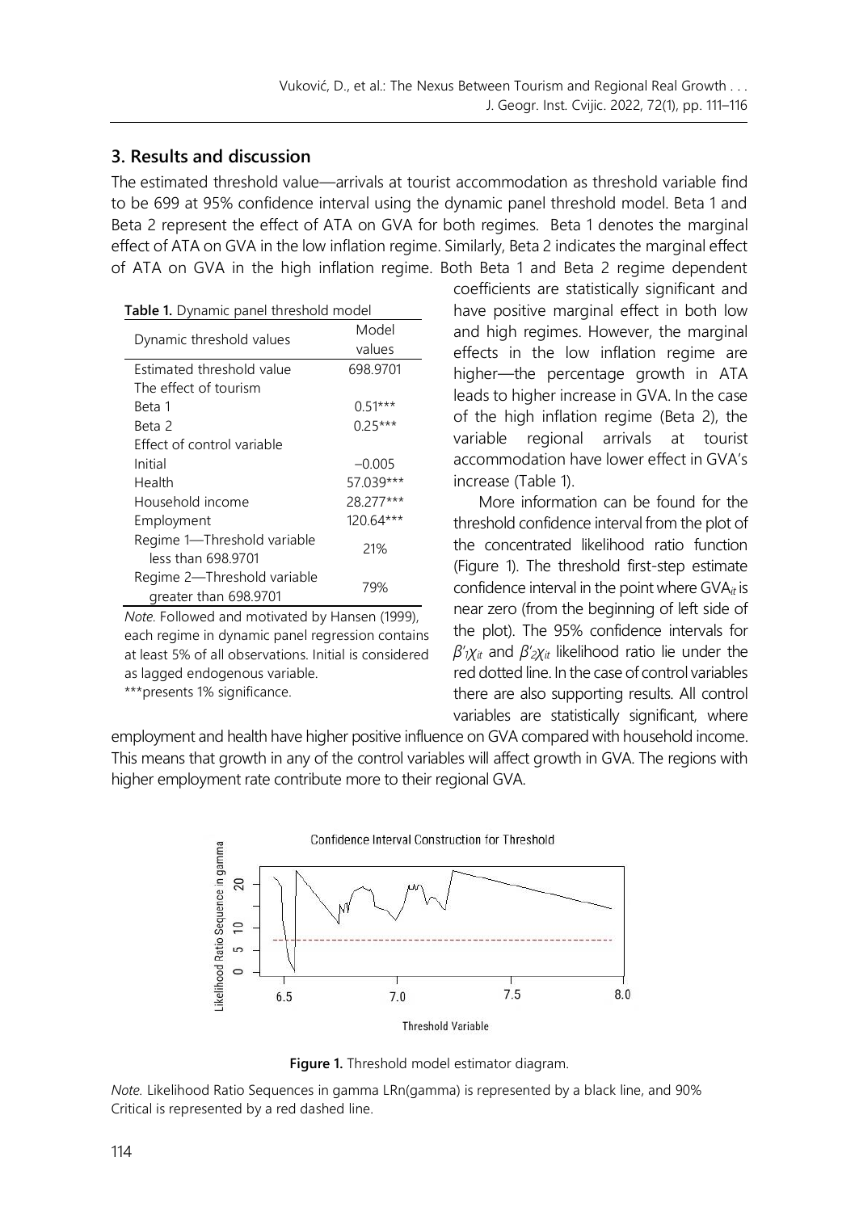## 3. Results and discussion

The estimated threshold value—arrivals at tourist accommodation as threshold variable find to be 699 at 95% confidence interval using the dynamic panel threshold model. Beta 1 and Beta 2 represent the effect of ATA on GVA for both regimes. Beta 1 denotes the marginal effect of ATA on GVA in the low inflation regime. Similarly, Beta 2 indicates the marginal effect of ATA on GVA in the high inflation regime. Both Beta 1 and Beta 2 regime dependent coefficients are statistically significant and have positive marginal effect in both low and high regimes. However, the marginal effects in the low inflation regime are higher—the percentage growth in ATA leads to higher increase in GVA. In the case of the high inflation regime (Beta 2), the variable regional arrivals at tourist accommodation have lower effect in GVA's increase (Table 1).

**Table 1.** Dynamic panel threshold model

| Dynamic threshold values | Model values |
|---|---|
| Estimated threshold value | 698.9701 |
| The effect of tourism | |
| Beta 1 | 0.51*** |
| Beta 2 | 0.25*** |
| Effect of control variable | |
| Initial | −0.005 |
| Health | 57.039*** |
| Household income | 28.277*** |
| Employment | 120.64*** |
| Regime 1—Threshold variable less than 698.9701 | 21% |
| Regime 2—Threshold variable greater than 698.9701 | 79% |

*Note.* Followed and motivated by Hansen (1999), each regime in dynamic panel regression contains at least 5% of all observations. Initial is considered as lagged endogenous variable.
***presents 1% significance.

More information can be found for the threshold confidence interval from the plot of the concentrated likelihood ratio function (Figure 1). The threshold first-step estimate confidence interval in the point where $GVA_{it}$ is near zero (from the beginning of left side of the plot). The 95% confidence intervals for $\beta'_1\chi_{it}$ and $\beta'_2\chi_{it}$ likelihood ratio lie under the red dotted line. In the case of control variables there are also supporting results. All control variables are statistically significant, where employment and health have higher positive influence on GVA compared with household income. This means that growth in any of the control variables will affect growth in GVA. The regions with higher employment rate contribute more to their regional GVA.

**Figure 1.** Threshold model estimator diagram.

*Note.* Likelihood Ratio Sequences in gamma LRn(gamma) is represented by a black line, and 90% Critical is represented by a red dashed line.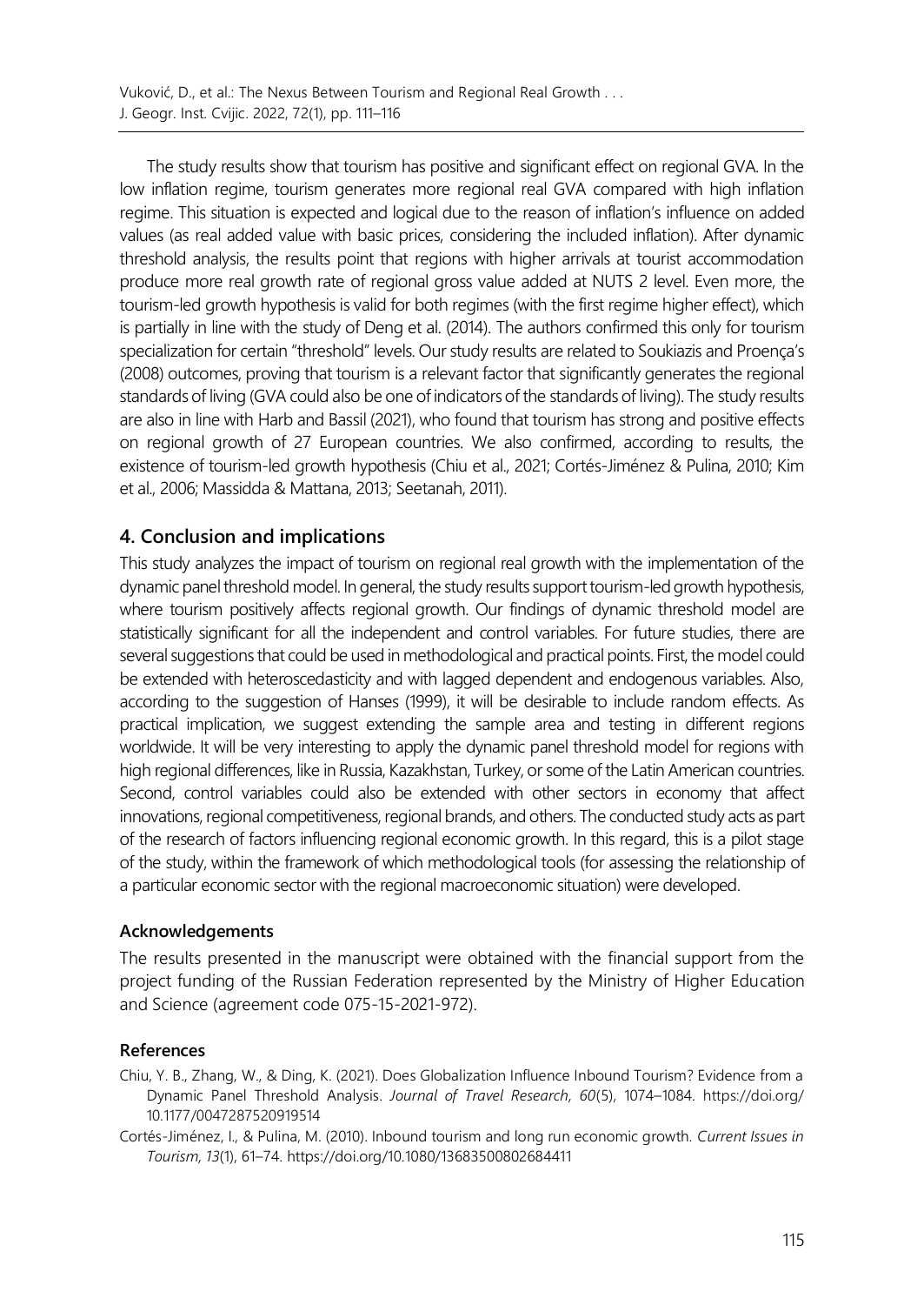The study results show that tourism has positive and significant effect on regional GVA. In the low inflation regime, tourism generates more regional real GVA compared with high inflation regime. This situation is expected and logical due to the reason of inflation's influence on added values (as real added value with basic prices, considering the included inflation). After dynamic threshold analysis, the results point that regions with higher arrivals at tourist accommodation produce more real growth rate of regional gross value added at NUTS 2 level. Even more, the tourism-led growth hypothesis is valid for both regimes (with the first regime higher effect), which is partially in line with the study of Deng et al. (2014). The authors confirmed this only for tourism specialization for certain "threshold" levels. Our study results are related to Soukiazis and Proença's (2008) outcomes, proving that tourism is a relevant factor that significantly generates the regional standards of living (GVA could also be one of indicators of the standards of living). The study results are also in line with Harb and Bassil (2021), who found that tourism has strong and positive effects on regional growth of 27 European countries. We also confirmed, according to results, the existence of tourism-led growth hypothesis (Chiu et al., 2021; Cortés-Jiménez & Pulina, 2010; Kim et al., 2006; Massidda & Mattana, 2013; Seetanah, 2011).

## 4. Conclusion and implications

This study analyzes the impact of tourism on regional real growth with the implementation of the dynamic panel threshold model. In general, the study results support tourism-led growth hypothesis, where tourism positively affects regional growth. Our findings of dynamic threshold model are statistically significant for all the independent and control variables. For future studies, there are several suggestions that could be used in methodological and practical points. First, the model could be extended with heteroscedasticity and with lagged dependent and endogenous variables. Also, according to the suggestion of Hanses (1999), it will be desirable to include random effects. As practical implication, we suggest extending the sample area and testing in different regions worldwide. It will be very interesting to apply the dynamic panel threshold model for regions with high regional differences, like in Russia, Kazakhstan, Turkey, or some of the Latin American countries. Second, control variables could also be extended with other sectors in economy that affect innovations, regional competitiveness, regional brands, and others. The conducted study acts as part of the research of factors influencing regional economic growth. In this regard, this is a pilot stage of the study, within the framework of which methodological tools (for assessing the relationship of a particular economic sector with the regional macroeconomic situation) were developed.

### Acknowledgements

The results presented in the manuscript were obtained with the financial support from the project funding of the Russian Federation represented by the Ministry of Higher Education and Science (agreement code 075-15-2021-972).

### References

Chiu, Y. B., Zhang, W., & Ding, K. (2021). Does Globalization Influence Inbound Tourism? Evidence from a Dynamic Panel Threshold Analysis. *Journal of Travel Research, 60*(5), 1074–1084. https://doi.org/10.1177/0047287520919514

Cortés-Jiménez, I., & Pulina, M. (2010). Inbound tourism and long run economic growth. *Current Issues in Tourism, 13*(1), 61–74. https://doi.org/10.1080/13683500802684411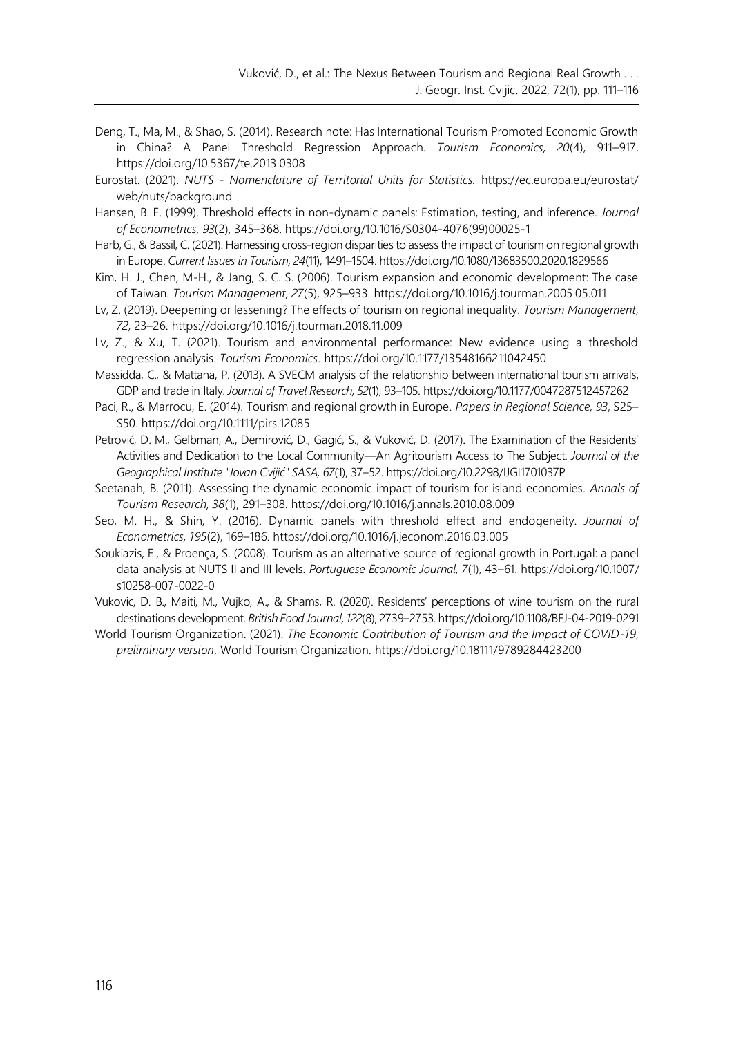Deng, T., Ma, M., & Shao, S. (2014). Research note: Has International Tourism Promoted Economic Growth in China? A Panel Threshold Regression Approach. *Tourism Economics*, *20*(4), 911–917. https://doi.org/10.5367/te.2013.0308

Eurostat. (2021). *NUTS - Nomenclature of Territorial Units for Statistics.* https://ec.europa.eu/eurostat/web/nuts/background

Hansen, B. E. (1999). Threshold effects in non-dynamic panels: Estimation, testing, and inference. *Journal of Econometrics*, *93*(2), 345–368. https://doi.org/10.1016/S0304-4076(99)00025-1

Harb, G., & Bassil, C. (2021). Harnessing cross-region disparities to assess the impact of tourism on regional growth in Europe. *Current Issues in Tourism*, *24*(11), 1491–1504. https://doi.org/10.1080/13683500.2020.1829566

Kim, H. J., Chen, M-H., & Jang, S. C. S. (2006). Tourism expansion and economic development: The case of Taiwan. *Tourism Management*, *27*(5), 925–933. https://doi.org/10.1016/j.tourman.2005.05.011

Lv, Z. (2019). Deepening or lessening? The effects of tourism on regional inequality. *Tourism Management*, *72*, 23–26. https://doi.org/10.1016/j.tourman.2018.11.009

Lv, Z., & Xu, T. (2021). Tourism and environmental performance: New evidence using a threshold regression analysis. *Tourism Economics*. https://doi.org/10.1177/13548166211042450

Massidda, C., & Mattana, P. (2013). A SVECM analysis of the relationship between international tourism arrivals, GDP and trade in Italy. *Journal of Travel Research*, *52*(1), 93–105. https://doi.org/10.1177/0047287512457262

Paci, R., & Marrocu, E. (2014). Tourism and regional growth in Europe. *Papers in Regional Science*, *93*, S25–S50. https://doi.org/10.1111/pirs.12085

Petrović, D. M., Gelbman, A., Demirović, D., Gagić, S., & Vuković, D. (2017). The Examination of the Residents' Activities and Dedication to the Local Community—An Agritourism Access to The Subject. *Journal of the Geographical Institute "Jovan Cvijić" SASA*, *67*(1), 37–52. https://doi.org/10.2298/IJGI1701037P

Seetanah, B. (2011). Assessing the dynamic economic impact of tourism for island economies. *Annals of Tourism Research*, *38*(1), 291–308. https://doi.org/10.1016/j.annals.2010.08.009

Seo, M. H., & Shin, Y. (2016). Dynamic panels with threshold effect and endogeneity. *Journal of Econometrics*, *195*(2), 169–186. https://doi.org/10.1016/j.jeconom.2016.03.005

Soukiazis, E., & Proença, S. (2008). Tourism as an alternative source of regional growth in Portugal: a panel data analysis at NUTS II and III levels. *Portuguese Economic Journal*, *7*(1), 43–61. https://doi.org/10.1007/s10258-007-0022-0

Vukovic, D. B., Maiti, M., Vujko, A., & Shams, R. (2020). Residents' perceptions of wine tourism on the rural destinations development. *British Food Journal*, *122*(8), 2739–2753. https://doi.org/10.1108/BFJ-04-2019-0291

World Tourism Organization. (2021). *The Economic Contribution of Tourism and the Impact of COVID-19, preliminary version*. World Tourism Organization. https://doi.org/10.18111/9789284423200